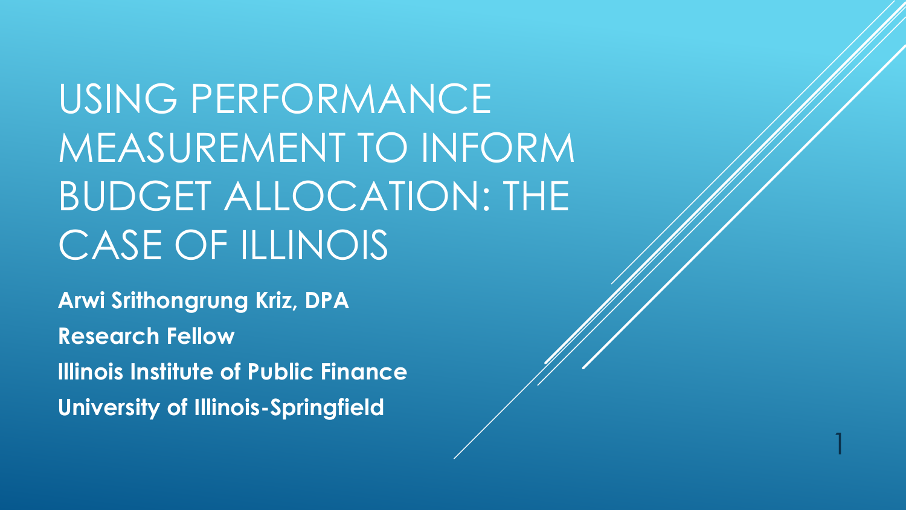# USING PERFORMANCE MEASUREMENT TO INFORM BUDGET ALLOCATION: THE CASE OF ILLINOIS

**Arwi Srithongrung Kriz, DPA**

**Research Fellow**

**Illinois Institute of Public Finance**

**University of Illinois-Springfield**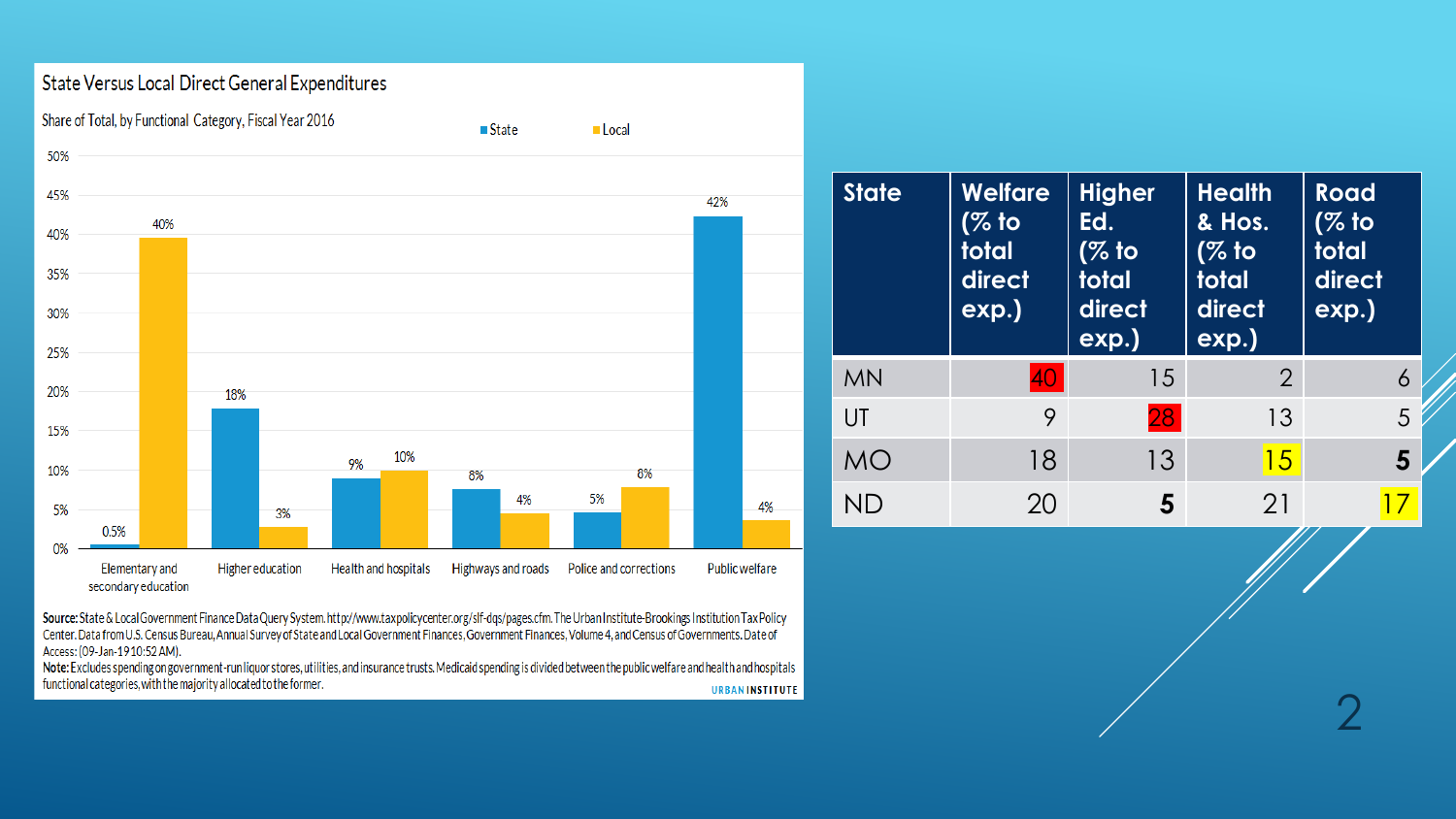## State Versus Local Direct General Expenditures

Share of Total, by Functional Category, Fiscal Year 2016

| Category | State | Local |
|---|---|---|
| Elementary and secondary education | 0.5% | 40% |
| Higher education | 18% | 3% |
| Health and hospitals | 9% | 10% |
| Highways and roads | 8% | 4% |
| Police and corrections | 5% | 8% |
| Public welfare | 42% | 4% |

**Source:** State & Local Government Finance Data Query System. http://www.taxpolicycenter.org/slf-dqs/pages.cfm. The Urban Institute-Brookings Institution Tax Policy Center. Data from U.S. Census Bureau, Annual Survey of State and Local Government Finances, Government Finances, Volume 4, and Census of Governments. Date of Access: (09-Jan-19 10:52 AM).

**Note:** Excludes spending on government-run liquor stores, utilities, and insurance trusts. Medicaid spending is divided between the public welfare and health and hospitals functional categories, with the majority allocated to the former.

URBAN INSTITUTE

| State | Welfare (% to total direct exp.) | Higher Ed. (% to total direct exp.) | Health & Hos. (% to total direct exp.) | Road (% to total direct exp.) |
|---|---|---|---|---|
| MN | 40 | 15 | 2 | 6 |
| UT | 9 | 28 | 13 | 5 |
| MO | 18 | 13 | 15 | **5** |
| ND | 20 | **5** | 21 | 17 |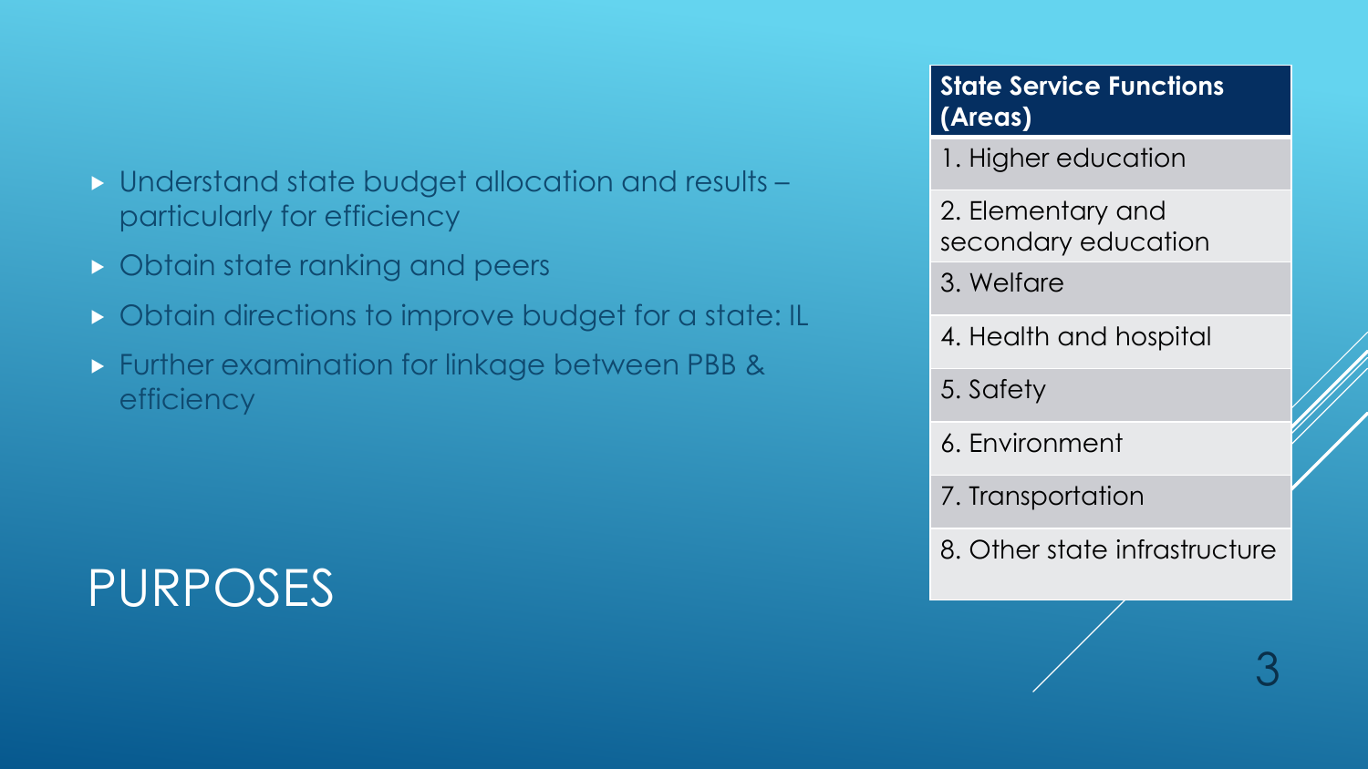# PURPOSES

- Understand state budget allocation and results – particularly for efficiency
- Obtain state ranking and peers
- Obtain directions to improve budget for a state: IL
- Further examination for linkage between PBB & efficiency

| State Service Functions (Areas) |
| --- |
| 1. Higher education |
| 2. Elementary and secondary education |
| 3. Welfare |
| 4. Health and hospital |
| 5. Safety |
| 6. Environment |
| 7. Transportation |
| 8. Other state infrastructure |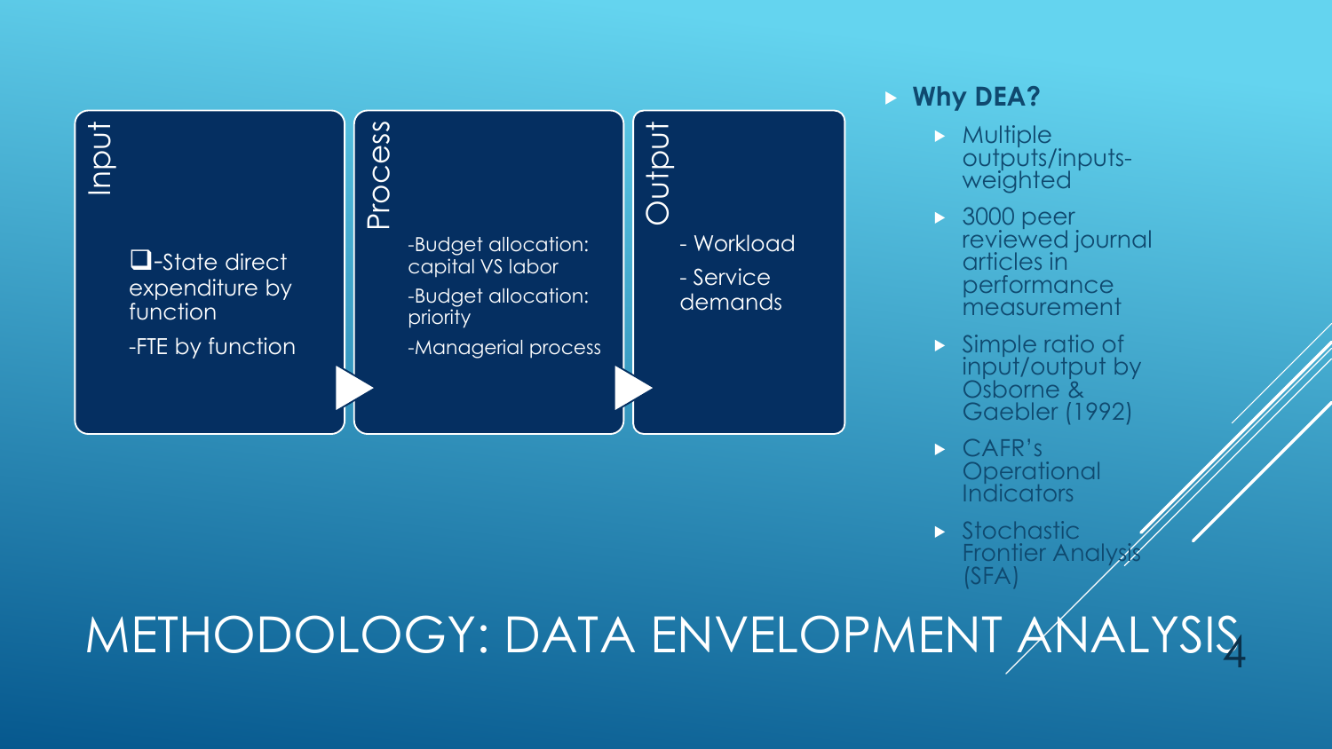# METHODOLOGY: DATA ENVELOPMENT ANALYSIS

**Input**

- ❑-State direct expenditure by function
- -FTE by function

**Process**

- -Budget allocation: capital VS labor
- -Budget allocation: priority
- -Managerial process

**Output**

- - Workload
- - Service demands

- **Why DEA?**
  - Multiple outputs/inputs- weighted
  - 3000 peer reviewed journal articles in performance measurement
  - Simple ratio of input/output by Osborne & Gaebler (1992)
  - CAFR's Operational Indicators
  - Stochastic Frontier Analysis (SFA)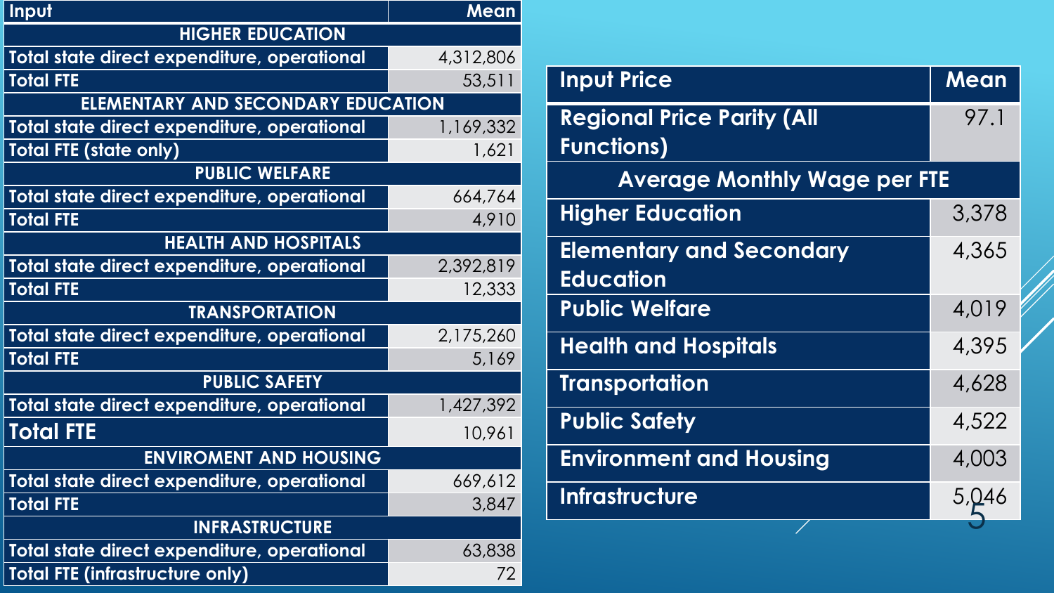| Input | Mean |
|---|---|
| **HIGHER EDUCATION** | |
| Total state direct expenditure, operational | 4,312,806 |
| Total FTE | 53,511 |
| **ELEMENTARY AND SECONDARY EDUCATION** | |
| Total state direct expenditure, operational | 1,169,332 |
| Total FTE (state only) | 1,621 |
| **PUBLIC WELFARE** | |
| Total state direct expenditure, operational | 664,764 |
| Total FTE | 4,910 |
| **HEALTH AND HOSPITALS** | |
| Total state direct expenditure, operational | 2,392,819 |
| Total FTE | 12,333 |
| **TRANSPORTATION** | |
| Total state direct expenditure, operational | 2,175,260 |
| Total FTE | 5,169 |
| **PUBLIC SAFETY** | |
| Total state direct expenditure, operational | 1,427,392 |
| Total FTE | 10,961 |
| **ENVIROMENT AND HOUSING** | |
| Total state direct expenditure, operational | 669,612 |
| Total FTE | 3,847 |
| **INFRASTRUCTURE** | |
| Total state direct expenditure, operational | 63,838 |
| Total FTE (infrastructure only) | 72 |

| Input Price | Mean |
|---|---|
| Regional Price Parity (All Functions) | 97.1 |
| **Average Monthly Wage per FTE** | |
| Higher Education | 3,378 |
| Elementary and Secondary Education | 4,365 |
| Public Welfare | 4,019 |
| Health and Hospitals | 4,395 |
| Transportation | 4,628 |
| Public Safety | 4,522 |
| Environment and Housing | 4,003 |
| Infrastructure | 5,046 |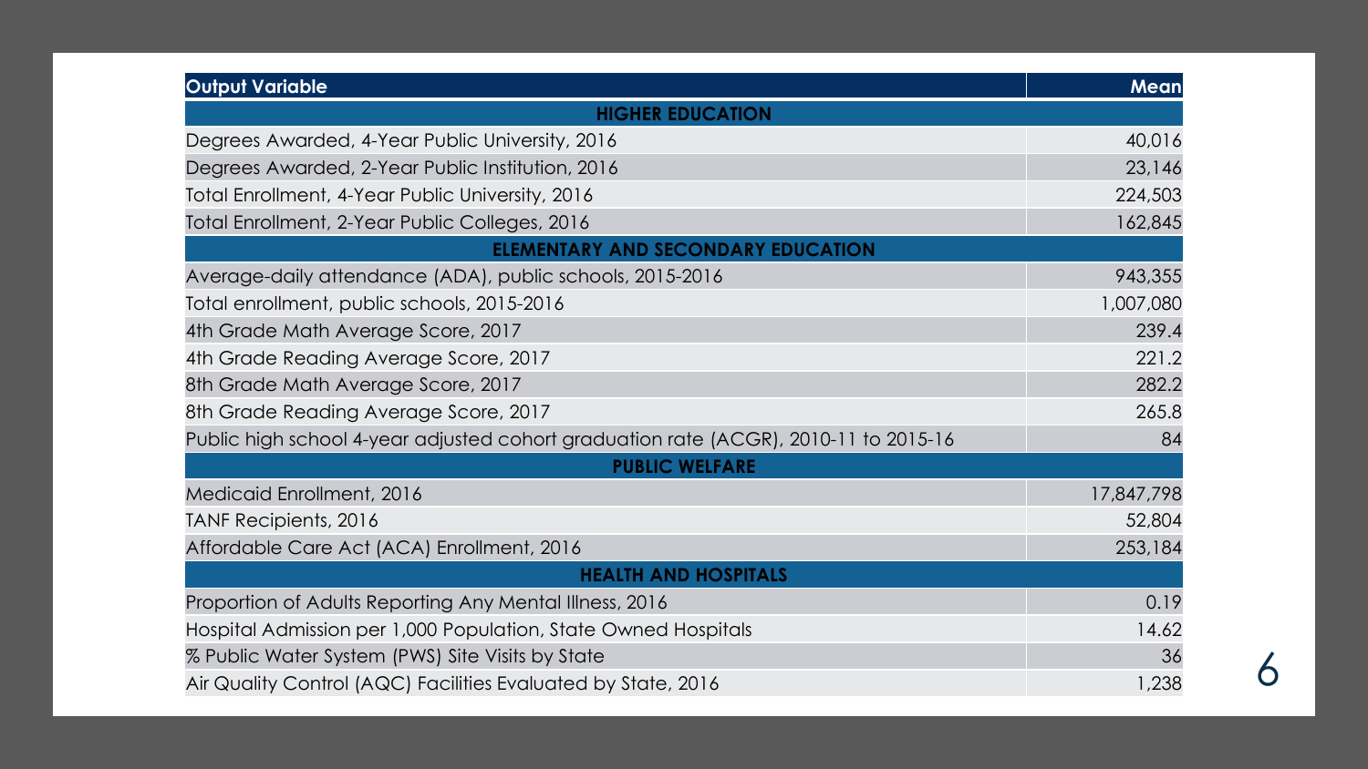| Output Variable | Mean |
| --- | --- |
| **HIGHER EDUCATION** | |
| Degrees Awarded, 4-Year Public University, 2016 | 40,016 |
| Degrees Awarded, 2-Year Public Institution, 2016 | 23,146 |
| Total Enrollment, 4-Year Public University, 2016 | 224,503 |
| Total Enrollment, 2-Year Public Colleges, 2016 | 162,845 |
| **ELEMENTARY AND SECONDARY EDUCATION** | |
| Average-daily attendance (ADA), public schools, 2015-2016 | 943,355 |
| Total enrollment, public schools, 2015-2016 | 1,007,080 |
| 4th Grade Math Average Score, 2017 | 239.4 |
| 4th Grade Reading Average Score, 2017 | 221.2 |
| 8th Grade Math Average Score, 2017 | 282.2 |
| 8th Grade Reading Average Score, 2017 | 265.8 |
| Public high school 4-year adjusted cohort graduation rate (ACGR), 2010-11 to 2015-16 | 84 |
| **PUBLIC WELFARE** | |
| Medicaid Enrollment, 2016 | 17,847,798 |
| TANF Recipients, 2016 | 52,804 |
| Affordable Care Act (ACA) Enrollment, 2016 | 253,184 |
| **HEALTH AND HOSPITALS** | |
| Proportion of Adults Reporting Any Mental Illness, 2016 | 0.19 |
| Hospital Admission per 1,000 Population, State Owned Hospitals | 14.62 |
| % Public Water System (PWS) Site Visits by State | 36 |
| Air Quality Control (AQC) Facilities Evaluated by State, 2016 | 1,238 |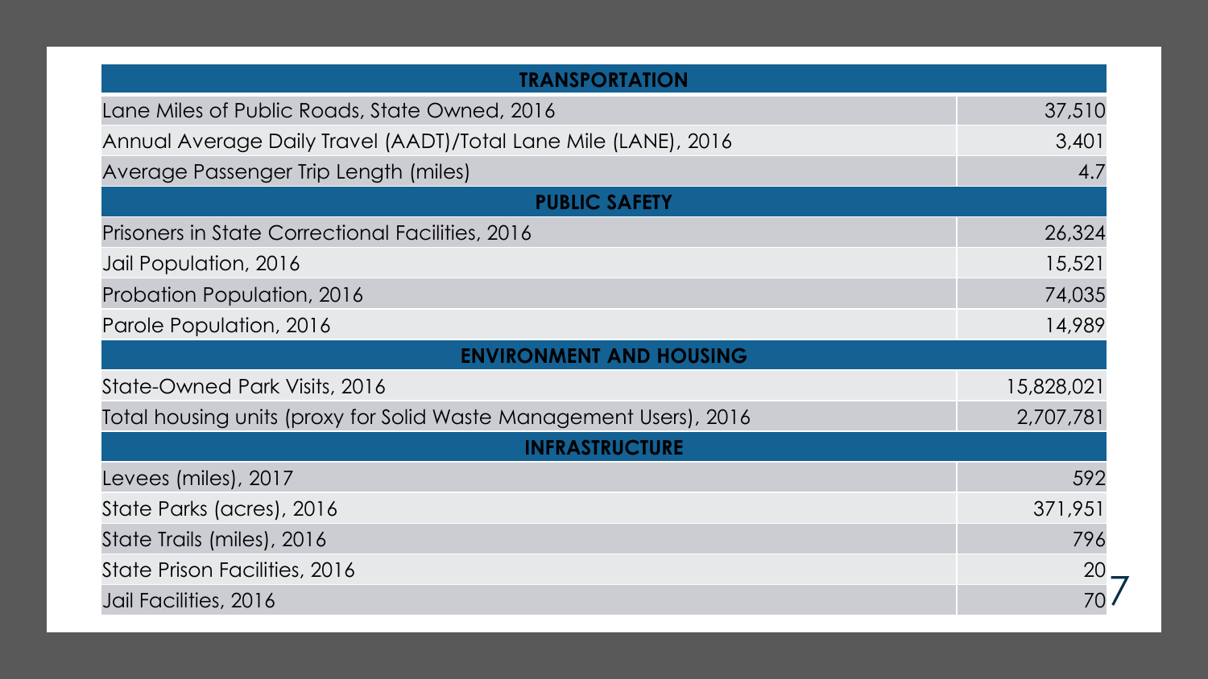| TRANSPORTATION | |
|---|---|
| Lane Miles of Public Roads, State Owned, 2016 | 37,510 |
| Annual Average Daily Travel (AADT)/Total Lane Mile (LANE), 2016 | 3,401 |
| Average Passenger Trip Length (miles) | 4.7 |
| **PUBLIC SAFETY** | |
| Prisoners in State Correctional Facilities, 2016 | 26,324 |
| Jail Population, 2016 | 15,521 |
| Probation Population, 2016 | 74,035 |
| Parole Population, 2016 | 14,989 |
| **ENVIRONMENT AND HOUSING** | |
| State-Owned Park Visits, 2016 | 15,828,021 |
| Total housing units (proxy for Solid Waste Management Users), 2016 | 2,707,781 |
| **INFRASTRUCTURE** | |
| Levees (miles), 2017 | 592 |
| State Parks (acres), 2016 | 371,951 |
| State Trails (miles), 2016 | 796 |
| State Prison Facilities, 2016 | 20 |
| Jail Facilities, 2016 | 70 |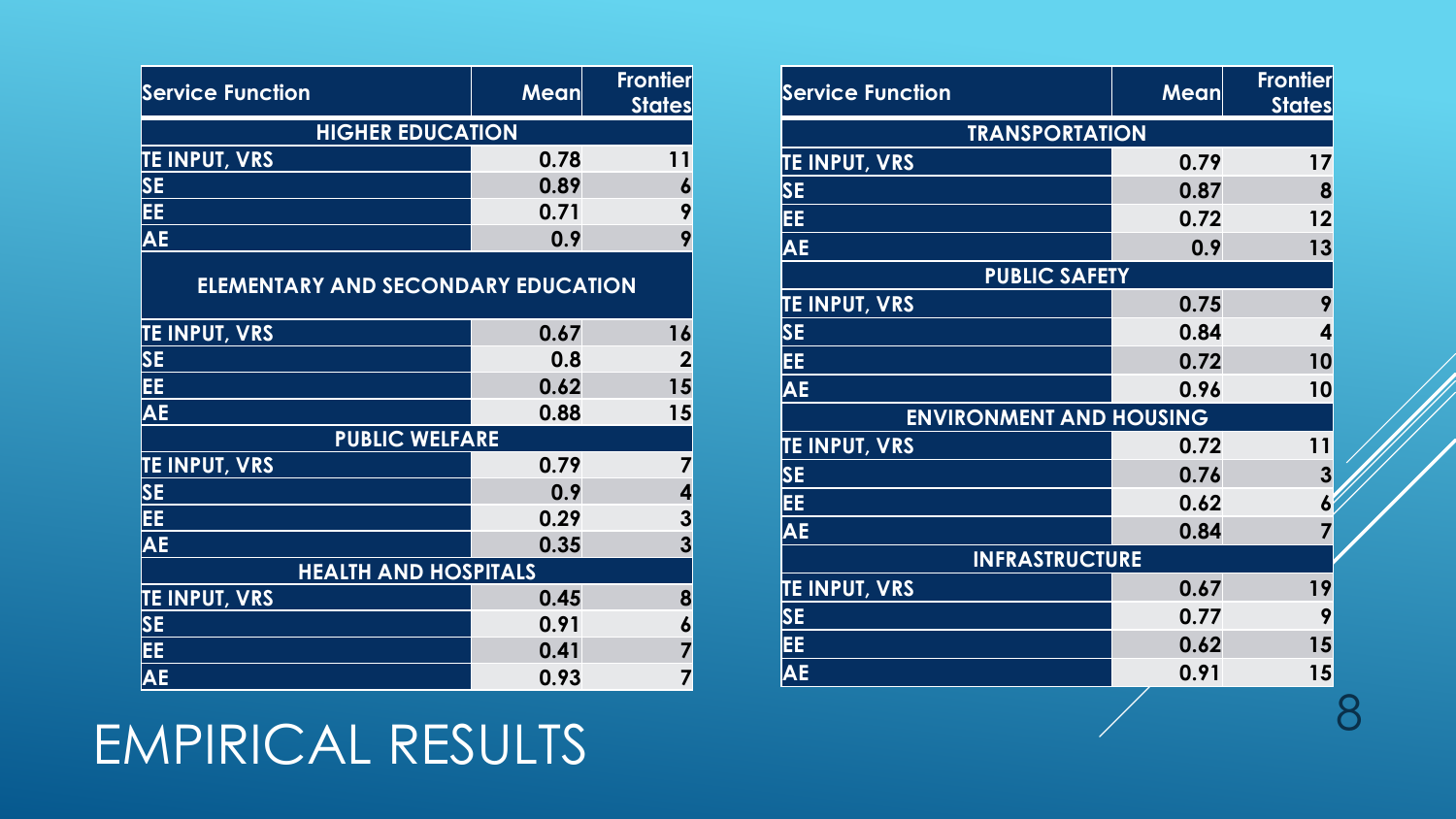# EMPIRICAL RESULTS

| Service Function | Mean | Frontier States |
|---|---|---|
| **HIGHER EDUCATION** | | |
| TE INPUT, VRS | 0.78 | 11 |
| SE | 0.89 | 6 |
| EE | 0.71 | 9 |
| AE | 0.9 | 9 |
| **ELEMENTARY AND SECONDARY EDUCATION** | | |
| TE INPUT, VRS | 0.67 | 16 |
| SE | 0.8 | 2 |
| EE | 0.62 | 15 |
| AE | 0.88 | 15 |
| **PUBLIC WELFARE** | | |
| TE INPUT, VRS | 0.79 | 7 |
| SE | 0.9 | 4 |
| EE | 0.29 | 3 |
| AE | 0.35 | 3 |
| **HEALTH AND HOSPITALS** | | |
| TE INPUT, VRS | 0.45 | 8 |
| SE | 0.91 | 6 |
| EE | 0.41 | 7 |
| AE | 0.93 | 7 |

| Service Function | Mean | Frontier States |
|---|---|---|
| **TRANSPORTATION** | | |
| TE INPUT, VRS | 0.79 | 17 |
| SE | 0.87 | 8 |
| EE | 0.72 | 12 |
| AE | 0.9 | 13 |
| **PUBLIC SAFETY** | | |
| TE INPUT, VRS | 0.75 | 9 |
| SE | 0.84 | 4 |
| EE | 0.72 | 10 |
| AE | 0.96 | 10 |
| **ENVIRONMENT AND HOUSING** | | |
| TE INPUT, VRS | 0.72 | 11 |
| SE | 0.76 | 3 |
| EE | 0.62 | 6 |
| AE | 0.84 | 7 |
| **INFRASTRUCTURE** | | |
| TE INPUT, VRS | 0.67 | 19 |
| SE | 0.77 | 9 |
| EE | 0.62 | 15 |
| AE | 0.91 | 15 |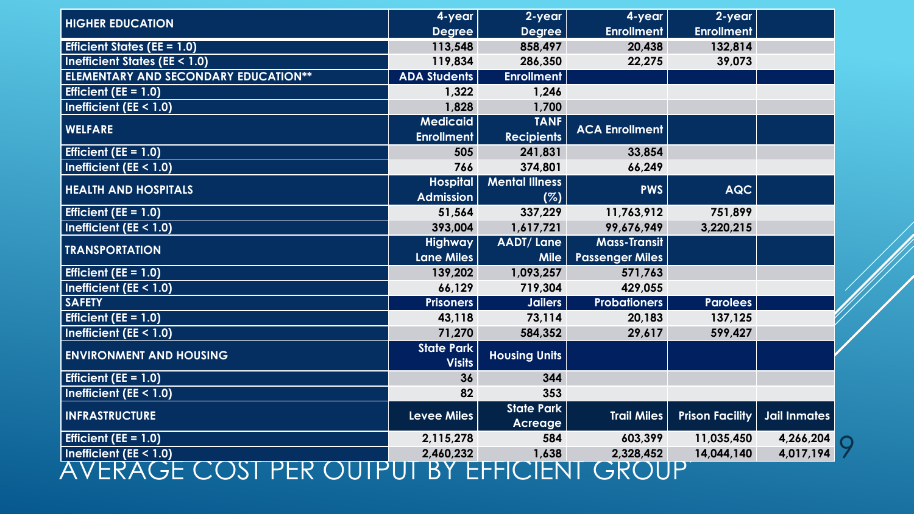# AVERAGE COST PER OUTPUT BY EFFICIENT GROUP

| HIGHER EDUCATION | 4-year Degree | 2-year Degree | 4-year Enrollment | 2-year Enrollment | |
|---|---|---|---|---|---|
| Efficient States (EE = 1.0) | 113,548 | 858,497 | 20,438 | 132,814 | |
| Inefficient States (EE < 1.0) | 119,834 | 286,350 | 22,275 | 39,073 | |
| **ELEMENTARY AND SECONDARY EDUCATION**** | **ADA Students** | **Enrollment** | | | |
| Efficient (EE = 1.0) | 1,322 | 1,246 | | | |
| Inefficient (EE < 1.0) | 1,828 | 1,700 | | | |
| **WELFARE** | **Medicaid Enrollment** | **TANF Recipients** | **ACA Enrollment** | | |
| Efficient (EE = 1.0) | 505 | 241,831 | 33,854 | | |
| Inefficient (EE < 1.0) | 766 | 374,801 | 66,249 | | |
| **HEALTH AND HOSPITALS** | **Hospital Admission** | **Mental Illness (%)** | **PWS** | **AQC** | |
| Efficient (EE = 1.0) | 51,564 | 337,229 | 11,763,912 | 751,899 | |
| Inefficient (EE < 1.0) | 393,004 | 1,617,721 | 99,676,949 | 3,220,215 | |
| **TRANSPORTATION** | **Highway Lane Miles** | **AADT/ Lane Mile** | **Mass-Transit Passenger Miles** | | |
| Efficient (EE = 1.0) | 139,202 | 1,093,257 | 571,763 | | |
| Inefficient (EE < 1.0) | 66,129 | 719,304 | 429,055 | | |
| **SAFETY** | **Prisoners** | **Jailers** | **Probationers** | **Parolees** | |
| Efficient (EE = 1.0) | 43,118 | 73,114 | 20,183 | 137,125 | |
| Inefficient (EE < 1.0) | 71,270 | 584,352 | 29,617 | 599,427 | |
| **ENVIRONMENT AND HOUSING** | **State Park Visits** | **Housing Units** | | | |
| Efficient (EE = 1.0) | 36 | 344 | | | |
| Inefficient (EE < 1.0) | 82 | 353 | | | |
| **INFRASTRUCTURE** | **Levee Miles** | **State Park Acreage** | **Trail Miles** | **Prison Facility** | **Jail Inmates** |
| Efficient (EE = 1.0) | 2,115,278 | 584 | 603,399 | 11,035,450 | 4,266,204 |
| Inefficient (EE < 1.0) | 2,460,232 | 1,638 | 2,328,452 | 14,044,140 | 4,017,194 |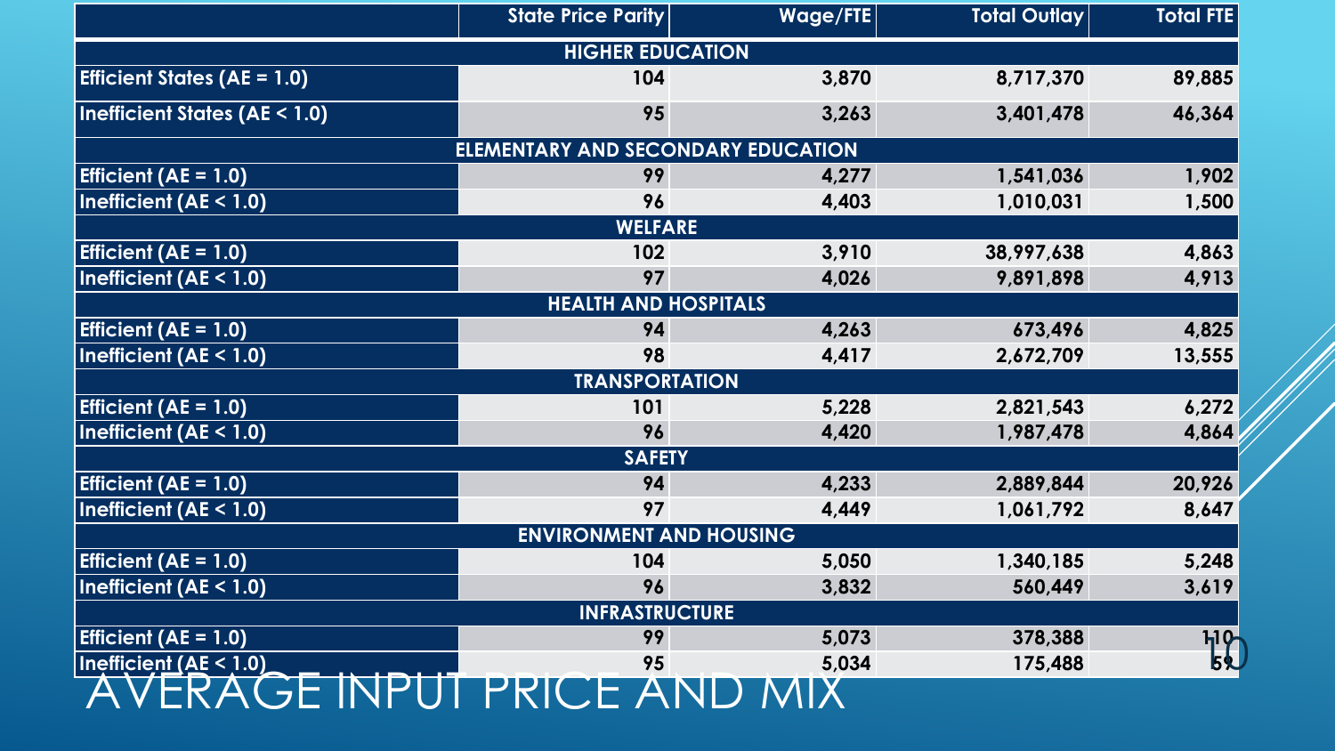# AVERAGE INPUT PRICE AND MIX

| | State Price Parity | Wage/FTE | Total Outlay | Total FTE |
|---|---|---|---|---|
| **HIGHER EDUCATION** | | | | |
| Efficient States (AE = 1.0) | 104 | 3,870 | 8,717,370 | 89,885 |
| Inefficient States (AE < 1.0) | 95 | 3,263 | 3,401,478 | 46,364 |
| **ELEMENTARY AND SECONDARY EDUCATION** | | | | |
| Efficient (AE = 1.0) | 99 | 4,277 | 1,541,036 | 1,902 |
| Inefficient (AE < 1.0) | 96 | 4,403 | 1,010,031 | 1,500 |
| **WELFARE** | | | | |
| Efficient (AE = 1.0) | 102 | 3,910 | 38,997,638 | 4,863 |
| Inefficient (AE < 1.0) | 97 | 4,026 | 9,891,898 | 4,913 |
| **HEALTH AND HOSPITALS** | | | | |
| Efficient (AE = 1.0) | 94 | 4,263 | 673,496 | 4,825 |
| Inefficient (AE < 1.0) | 98 | 4,417 | 2,672,709 | 13,555 |
| **TRANSPORTATION** | | | | |
| Efficient (AE = 1.0) | 101 | 5,228 | 2,821,543 | 6,272 |
| Inefficient (AE < 1.0) | 96 | 4,420 | 1,987,478 | 4,864 |
| **SAFETY** | | | | |
| Efficient (AE = 1.0) | 94 | 4,233 | 2,889,844 | 20,926 |
| Inefficient (AE < 1.0) | 97 | 4,449 | 1,061,792 | 8,647 |
| **ENVIRONMENT AND HOUSING** | | | | |
| Efficient (AE = 1.0) | 104 | 5,050 | 1,340,185 | 5,248 |
| Inefficient (AE < 1.0) | 96 | 3,832 | 560,449 | 3,619 |
| **INFRASTRUCTURE** | | | | |
| Efficient (AE = 1.0) | 99 | 5,073 | 378,388 | 110 |
| Inefficient (AE < 1.0) | 95 | 5,034 | 175,488 | 59 |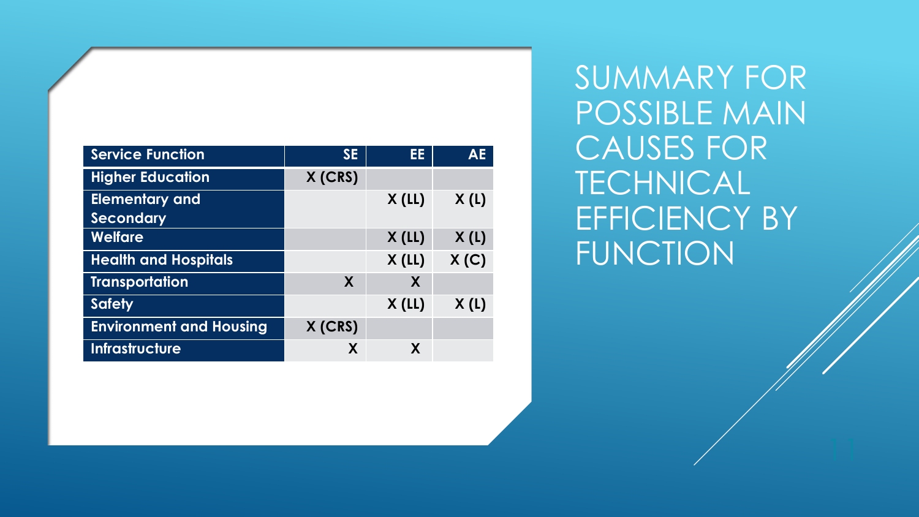# SUMMARY FOR POSSIBLE MAIN CAUSES FOR TECHNICAL EFFICIENCY BY FUNCTION

| Service Function | SE | EE | AE |
|---|---|---|---|
| Higher Education | X (CRS) | | |
| Elementary and Secondary | | X (LL) | X (L) |
| Welfare | | X (LL) | X (L) |
| Health and Hospitals | | X (LL) | X (C) |
| Transportation | X | X | |
| Safety | | X (LL) | X (L) |
| Environment and Housing | X (CRS) | | |
| Infrastructure | X | X | |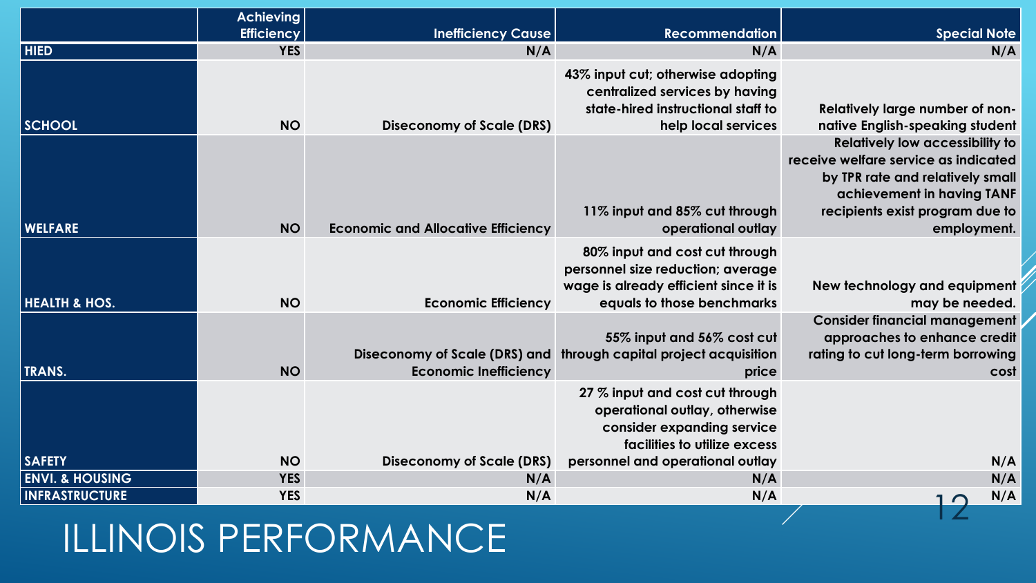# ILLINOIS PERFORMANCE

| | Achieving Efficiency | Inefficiency Cause | Recommendation | Special Note |
|---|---|---|---|---|
| HIED | YES | N/A | N/A | N/A |
| SCHOOL | NO | Diseconomy of Scale (DRS) | 43% input cut; otherwise adopting centralized services by having state-hired instructional staff to help local services | Relatively large number of non-native English-speaking student |
| WELFARE | NO | Economic and Allocative Efficiency | 11% input and 85% cut through operational outlay | Relatively low accessibility to receive welfare service as indicated by TPR rate and relatively small achievement in having TANF recipients exist program due to employment. |
| HEALTH & HOS. | NO | Economic Efficiency | 80% input and cost cut through personnel size reduction; average wage is already efficient since it is equals to those benchmarks | New technology and equipment may be needed. |
| TRANS. | NO | Diseconomy of Scale (DRS) and Economic Inefficiency | 55% input and 56% cost cut through capital project acquisition price | Consider financial management approaches to enhance credit rating to cut long-term borrowing cost |
| SAFETY | NO | Diseconomy of Scale (DRS) | 27 % input and cost cut through operational outlay, otherwise consider expanding service facilities to utilize excess personnel and operational outlay | N/A |
| ENVI. & HOUSING | YES | N/A | N/A | N/A |
| INFRASTRUCTURE | YES | N/A | N/A | N/A |